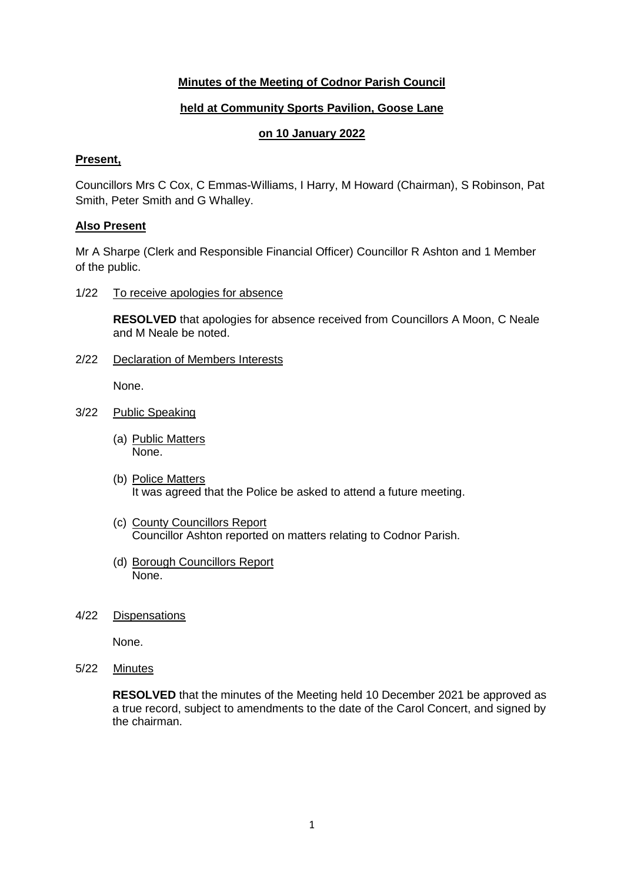# Minutes of the Meeting of Codnor Parish Council

## held at Community Sports Pavilion, Goose Lane

## on 10 January 2022

**Present,**

Councillors Mrs C Cox, C Emmas-Williams, I Harry, M Howard (Chairman), S Robinson, Pat Smith, Peter Smith and G Whalley.

**Also Present**

Mr A Sharpe (Clerk and Responsible Financial Officer) Councillor R Ashton and 1 Member of the public.

1/22 To receive apologies for absence

**RESOLVED** that apologies for absence received from Councillors A Moon, C Neale and M Neale be noted.

2/22 Declaration of Members Interests

None.

3/22 Public Speaking

(a) Public Matters
None.

(b) Police Matters
It was agreed that the Police be asked to attend a future meeting.

(c) County Councillors Report
Councillor Ashton reported on matters relating to Codnor Parish.

(d) Borough Councillors Report
None.

4/22 Dispensations

None.

5/22 Minutes

**RESOLVED** that the minutes of the Meeting held 10 December 2021 be approved as a true record, subject to amendments to the date of the Carol Concert, and signed by the chairman.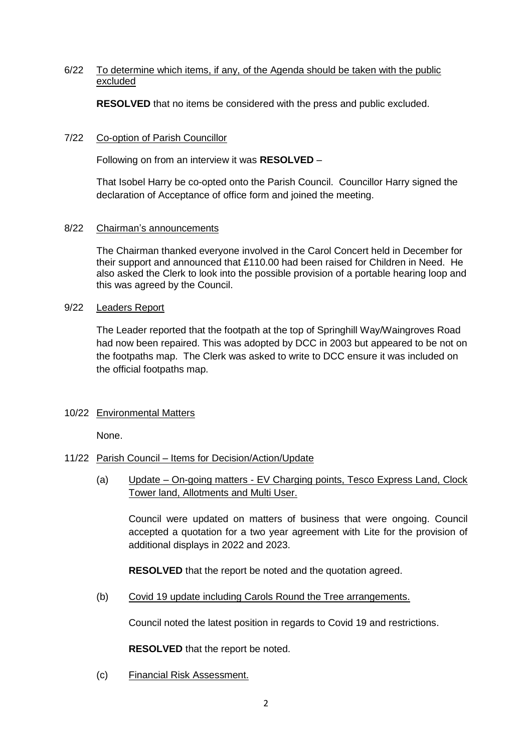6/22 To determine which items, if any, of the Agenda should be taken with the public excluded

**RESOLVED** that no items be considered with the press and public excluded.

7/22 Co-option of Parish Councillor

Following on from an interview it was **RESOLVED** –

That Isobel Harry be co-opted onto the Parish Council. Councillor Harry signed the declaration of Acceptance of office form and joined the meeting.

8/22 Chairman's announcements

The Chairman thanked everyone involved in the Carol Concert held in December for their support and announced that £110.00 had been raised for Children in Need. He also asked the Clerk to look into the possible provision of a portable hearing loop and this was agreed by the Council.

9/22 Leaders Report

The Leader reported that the footpath at the top of Springhill Way/Waingroves Road had now been repaired. This was adopted by DCC in 2003 but appeared to be not on the footpaths map. The Clerk was asked to write to DCC ensure it was included on the official footpaths map.

10/22 Environmental Matters

None.

11/22 Parish Council – Items for Decision/Action/Update

(a) Update – On-going matters - EV Charging points, Tesco Express Land, Clock Tower land, Allotments and Multi User.

Council were updated on matters of business that were ongoing. Council accepted a quotation for a two year agreement with Lite for the provision of additional displays in 2022 and 2023.

**RESOLVED** that the report be noted and the quotation agreed.

(b) Covid 19 update including Carols Round the Tree arrangements.

Council noted the latest position in regards to Covid 19 and restrictions.

**RESOLVED** that the report be noted.

(c) Financial Risk Assessment.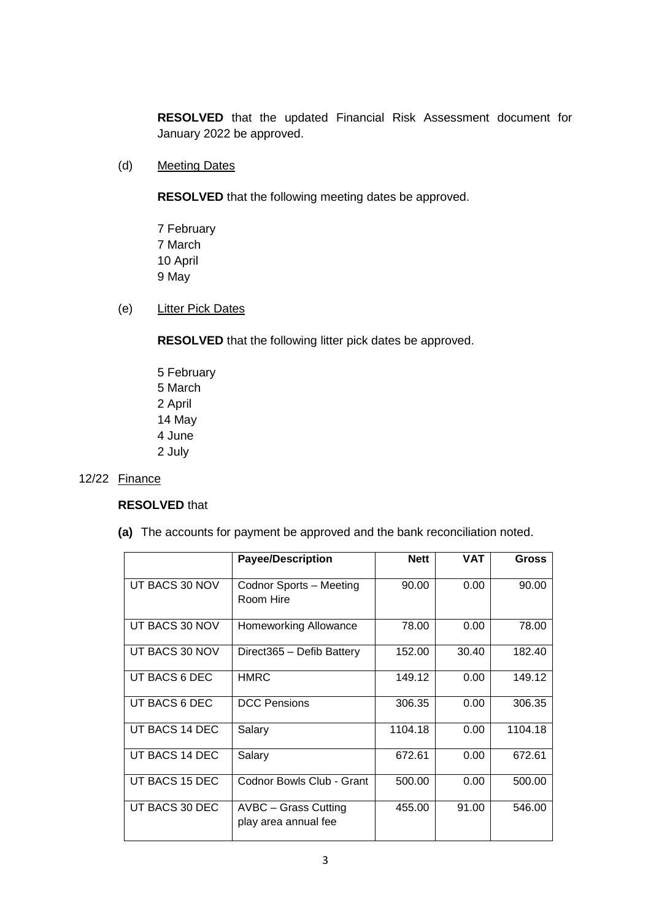**RESOLVED** that the updated Financial Risk Assessment document for January 2022 be approved.

(d) Meeting Dates

**RESOLVED** that the following meeting dates be approved.

7 February
7 March
10 April
9 May

(e) Litter Pick Dates

**RESOLVED** that the following litter pick dates be approved.

5 February
5 March
2 April
14 May
4 June
2 July

12/22 Finance

**RESOLVED** that

**(a)** The accounts for payment be approved and the bank reconciliation noted.

| | Payee/Description | Nett | VAT | Gross |
|---|---|---|---|---|
| UT BACS 30 NOV | Codnor Sports – Meeting Room Hire | 90.00 | 0.00 | 90.00 |
| UT BACS 30 NOV | Homeworking Allowance | 78.00 | 0.00 | 78.00 |
| UT BACS 30 NOV | Direct365 – Defib Battery | 152.00 | 30.40 | 182.40 |
| UT BACS 6 DEC | HMRC | 149.12 | 0.00 | 149.12 |
| UT BACS 6 DEC | DCC Pensions | 306.35 | 0.00 | 306.35 |
| UT BACS 14 DEC | Salary | 1104.18 | 0.00 | 1104.18 |
| UT BACS 14 DEC | Salary | 672.61 | 0.00 | 672.61 |
| UT BACS 15 DEC | Codnor Bowls Club - Grant | 500.00 | 0.00 | 500.00 |
| UT BACS 30 DEC | AVBC – Grass Cutting play area annual fee | 455.00 | 91.00 | 546.00 |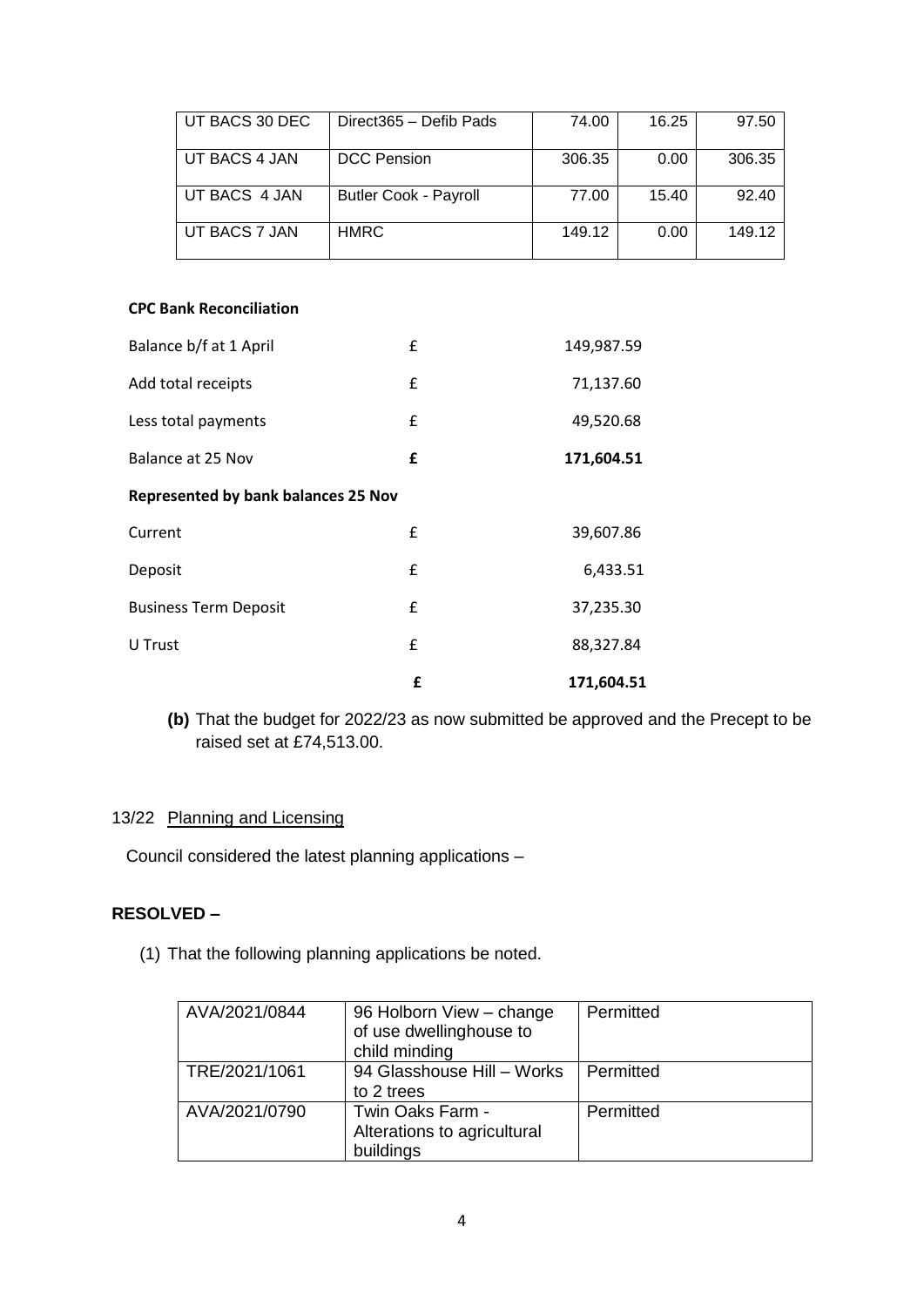| UT BACS 30 DEC | Direct365 – Defib Pads | 74.00 | 16.25 | 97.50 |
|---|---|---|---|---|
| UT BACS 4 JAN | DCC Pension | 306.35 | 0.00 | 306.35 |
| UT BACS 4 JAN | Butler Cook - Payroll | 77.00 | 15.40 | 92.40 |
| UT BACS 7 JAN | HMRC | 149.12 | 0.00 | 149.12 |

**CPC Bank Reconciliation**

| | | |
|---|---|---|
| Balance b/f at 1 April | £ | 149,987.59 |
| Add total receipts | £ | 71,137.60 |
| Less total payments | £ | 49,520.68 |
| Balance at 25 Nov | **£** | **171,604.51** |
| **Represented by bank balances 25 Nov** | | |
| Current | £ | 39,607.86 |
| Deposit | £ | 6,433.51 |
| Business Term Deposit | £ | 37,235.30 |
| U Trust | £ | 88,327.84 |
| | **£** | **171,604.51** |

**(b)** That the budget for 2022/23 as now submitted be approved and the Precept to be raised set at £74,513.00.

13/22 Planning and Licensing

Council considered the latest planning applications –

**RESOLVED –**

(1) That the following planning applications be noted.

| AVA/2021/0844 | 96 Holborn View – change of use dwellinghouse to child minding | Permitted |
|---|---|---|
| TRE/2021/1061 | 94 Glasshouse Hill – Works to 2 trees | Permitted |
| AVA/2021/0790 | Twin Oaks Farm - Alterations to agricultural buildings | Permitted |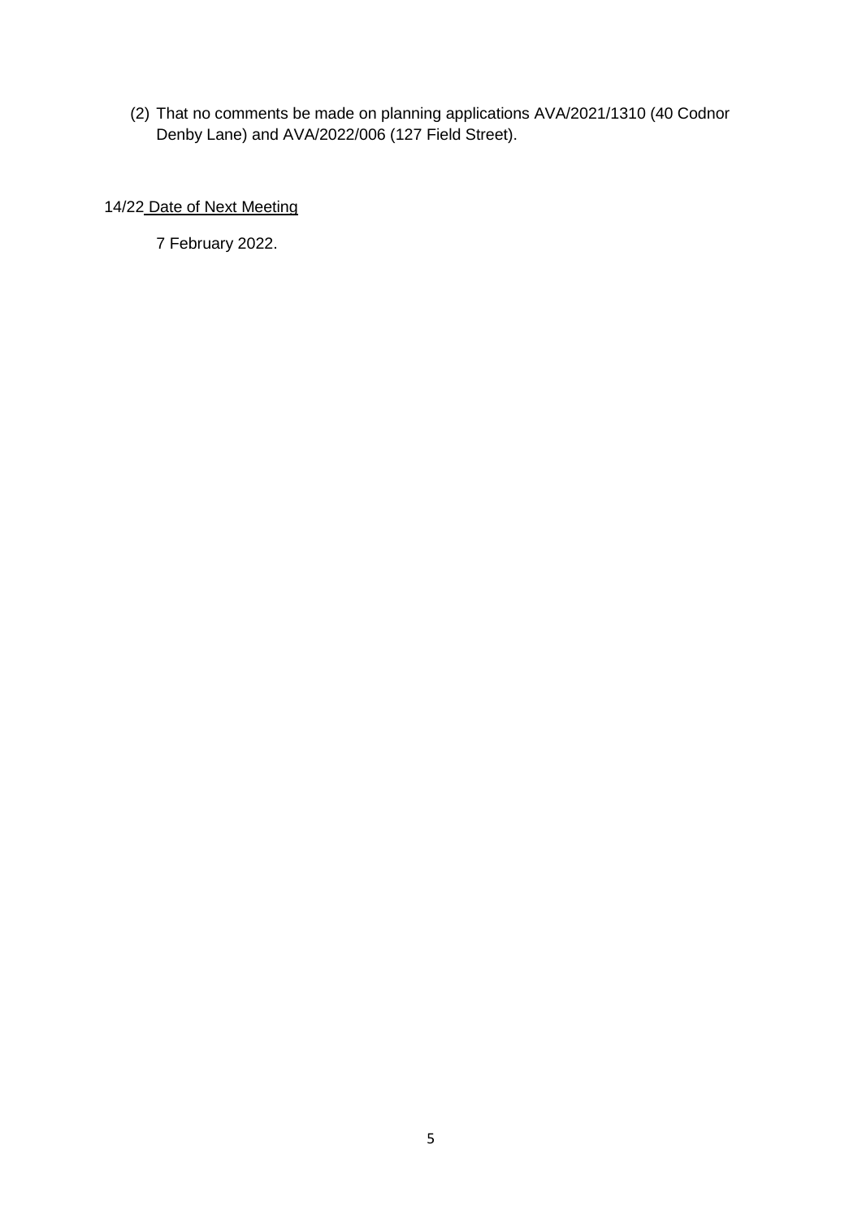(2) That no comments be made on planning applications AVA/2021/1310 (40 Codnor Denby Lane) and AVA/2022/006 (127 Field Street).

14/22 Date of Next Meeting

7 February 2022.